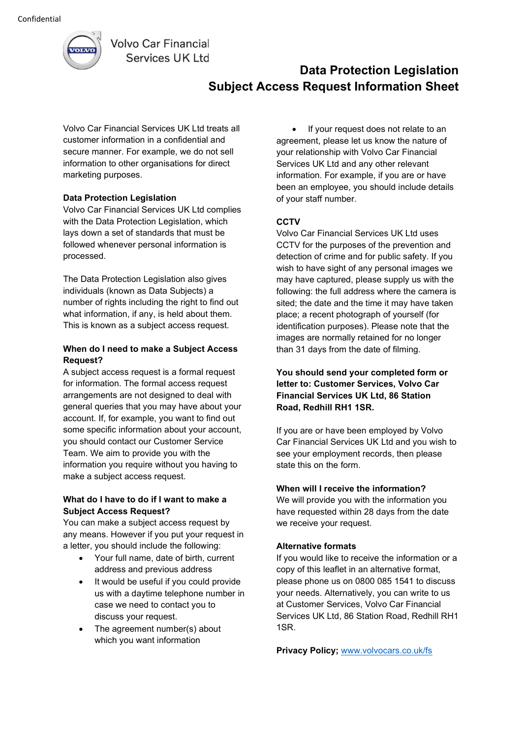Confidential

Volvo Car Financial Services UK Ltd

# Data Protection Legislation
# Subject Access Request Information Sheet

Volvo Car Financial Services UK Ltd treats all customer information in a confidential and secure manner. For example, we do not sell information to other organisations for direct marketing purposes.

**Data Protection Legislation**

Volvo Car Financial Services UK Ltd complies with the Data Protection Legislation, which lays down a set of standards that must be followed whenever personal information is processed.

The Data Protection Legislation also gives individuals (known as Data Subjects) a number of rights including the right to find out what information, if any, is held about them. This is known as a subject access request.

**When do I need to make a Subject Access Request?**

A subject access request is a formal request for information. The formal access request arrangements are not designed to deal with general queries that you may have about your account. If, for example, you want to find out some specific information about your account, you should contact our Customer Service Team. We aim to provide you with the information you require without you having to make a subject access request.

**What do I have to do if I want to make a Subject Access Request?**

You can make a subject access request by any means. However if you put your request in a letter, you should include the following:

- Your full name, date of birth, current address and previous address
- It would be useful if you could provide us with a daytime telephone number in case we need to contact you to discuss your request.
- The agreement number(s) about which you want information
- If your request does not relate to an agreement, please let us know the nature of your relationship with Volvo Car Financial Services UK Ltd and any other relevant information. For example, if you are or have been an employee, you should include details of your staff number.

**CCTV**

Volvo Car Financial Services UK Ltd uses CCTV for the purposes of the prevention and detection of crime and for public safety. If you wish to have sight of any personal images we may have captured, please supply us with the following: the full address where the camera is sited; the date and the time it may have taken place; a recent photograph of yourself (for identification purposes). Please note that the images are normally retained for no longer than 31 days from the date of filming.

**You should send your completed form or letter to: Customer Services, Volvo Car Financial Services UK Ltd, 86 Station Road, Redhill RH1 1SR.**

If you are or have been employed by Volvo Car Financial Services UK Ltd and you wish to see your employment records, then please state this on the form.

**When will I receive the information?**

We will provide you with the information you have requested within 28 days from the date we receive your request.

**Alternative formats**

If you would like to receive the information or a copy of this leaflet in an alternative format, please phone us on 0800 085 1541 to discuss your needs. Alternatively, you can write to us at Customer Services, Volvo Car Financial Services UK Ltd, 86 Station Road, Redhill RH1 1SR.

**Privacy Policy;** www.volvocars.co.uk/fs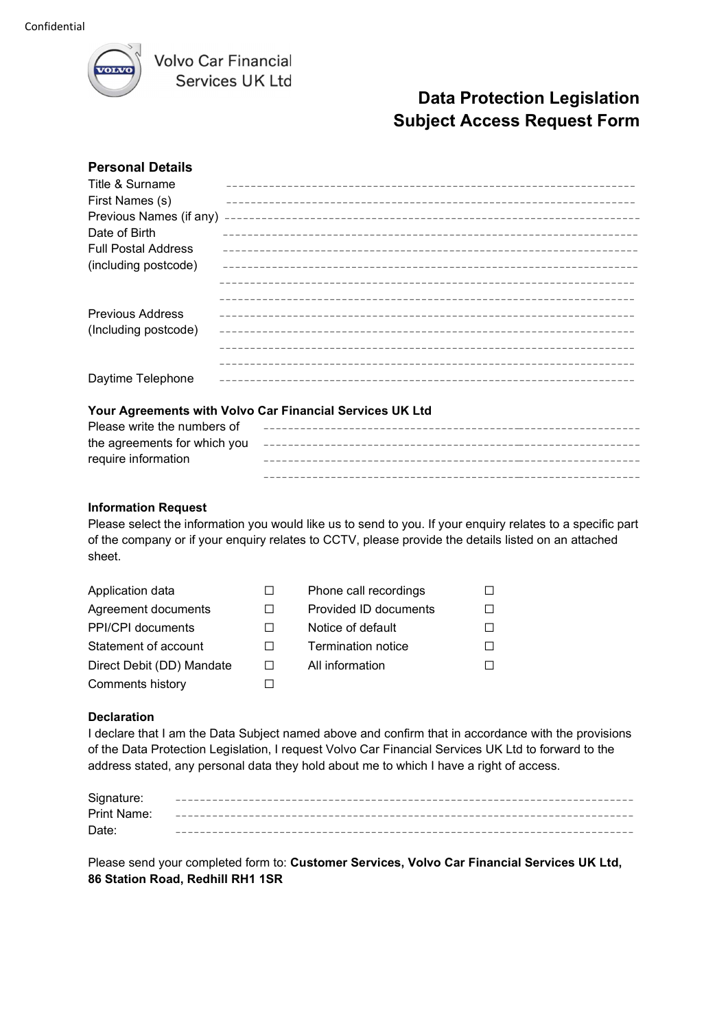Confidential

Volvo Car Financial Services UK Ltd

# Data Protection Legislation Subject Access Request Form

### Personal Details

Title & Surname ------------------------------------------------------------

First Names (s) ------------------------------------------------------------

Previous Names (if any) ------------------------------------------------------------

Date of Birth ------------------------------------------------------------

Full Postal Address (including postcode) ------------------------------------------------------------

------------------------------------------------------------

------------------------------------------------------------

------------------------------------------------------------

Previous Address (Including postcode) ------------------------------------------------------------

------------------------------------------------------------

------------------------------------------------------------

------------------------------------------------------------

Daytime Telephone ------------------------------------------------------------

### Your Agreements with Volvo Car Financial Services UK Ltd

Please write the numbers of the agreements for which you require information ------------------------------------------------------------

------------------------------------------------------------

------------------------------------------------------------

------------------------------------------------------------

### Information Request

Please select the information you would like us to send to you. If your enquiry relates to a specific part of the company or if your enquiry relates to CCTV, please provide the details listed on an attached sheet.

| | | | |
|---|---|---|---|
| Application data | ☐ | Phone call recordings | ☐ |
| Agreement documents | ☐ | Provided ID documents | ☐ |
| PPI/CPI documents | ☐ | Notice of default | ☐ |
| Statement of account | ☐ | Termination notice | ☐ |
| Direct Debit (DD) Mandate | ☐ | All information | ☐ |
| Comments history | ☐ | | |

### Declaration

I declare that I am the Data Subject named above and confirm that in accordance with the provisions of the Data Protection Legislation, I request Volvo Car Financial Services UK Ltd to forward to the address stated, any personal data they hold about me to which I have a right of access.

Signature: ------------------------------------------------------------

Print Name: ------------------------------------------------------------

Date: ------------------------------------------------------------

Please send your completed form to: **Customer Services, Volvo Car Financial Services UK Ltd, 86 Station Road, Redhill RH1 1SR**